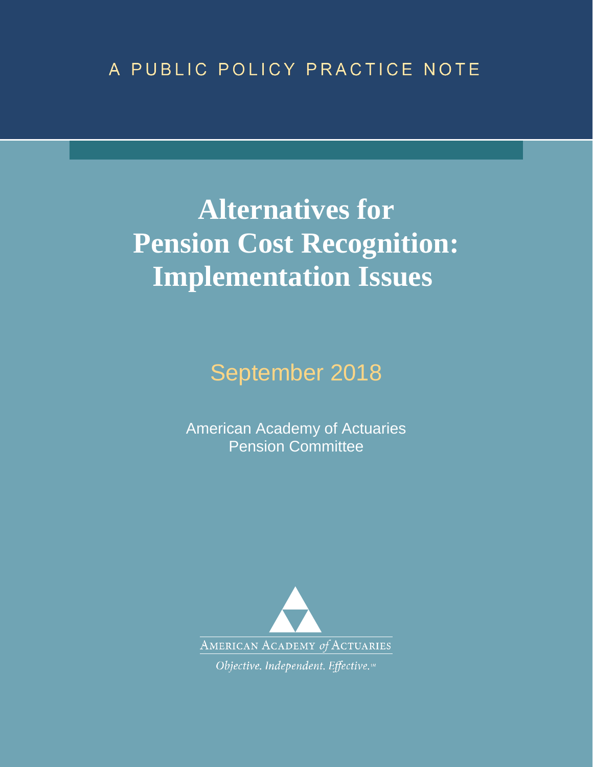A PUBLIC POLICY PRACTICE NOTE

# Alternatives for Pension Cost Recognition: Implementation Issues

September 2018

American Academy of Actuaries
Pension Committee

AMERICAN ACADEMY *of* ACTUARIES

*Objective. Independent. Effective.*™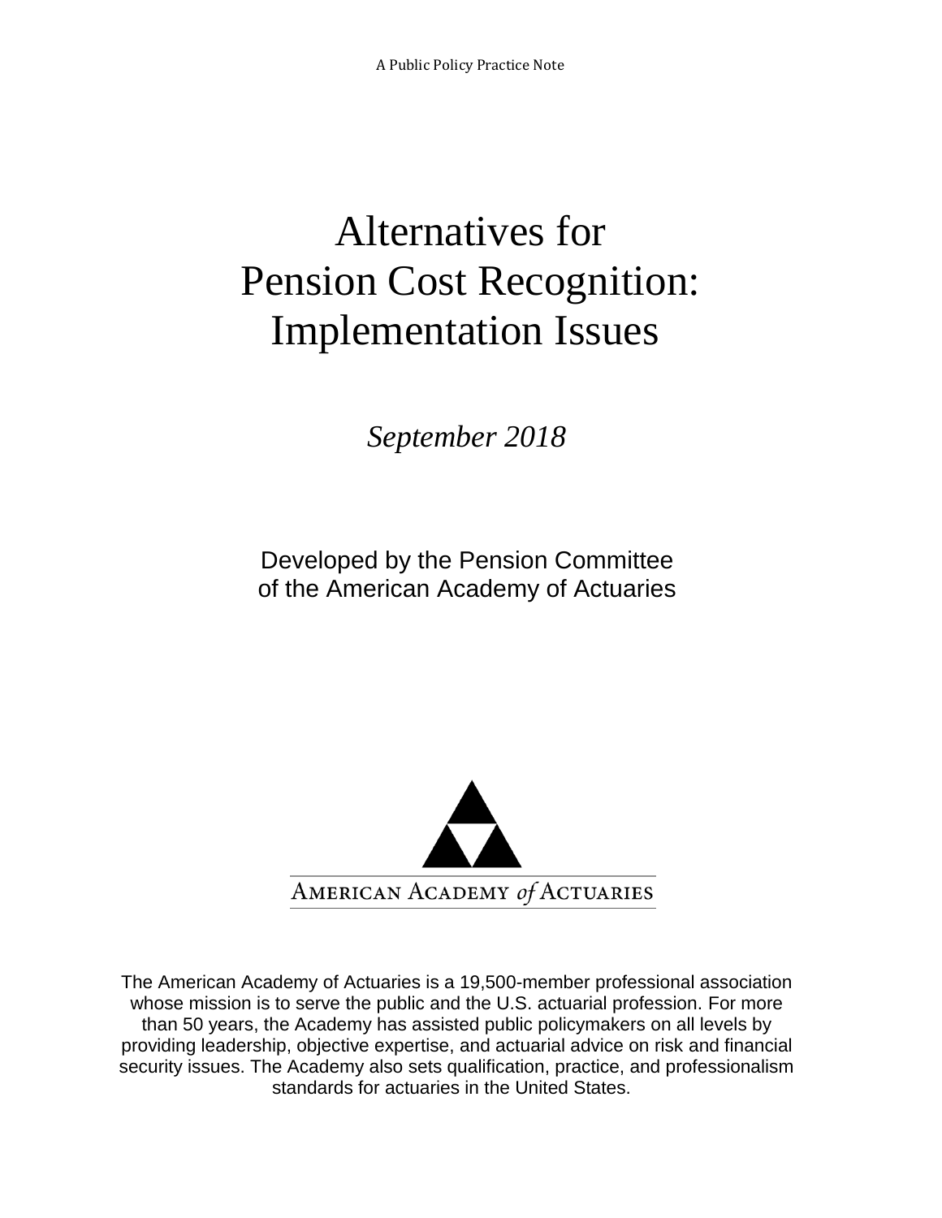A Public Policy Practice Note

# Alternatives for Pension Cost Recognition: Implementation Issues

*September 2018*

Developed by the Pension Committee of the American Academy of Actuaries

AMERICAN ACADEMY *of* ACTUARIES

The American Academy of Actuaries is a 19,500-member professional association whose mission is to serve the public and the U.S. actuarial profession. For more than 50 years, the Academy has assisted public policymakers on all levels by providing leadership, objective expertise, and actuarial advice on risk and financial security issues. The Academy also sets qualification, practice, and professionalism standards for actuaries in the United States.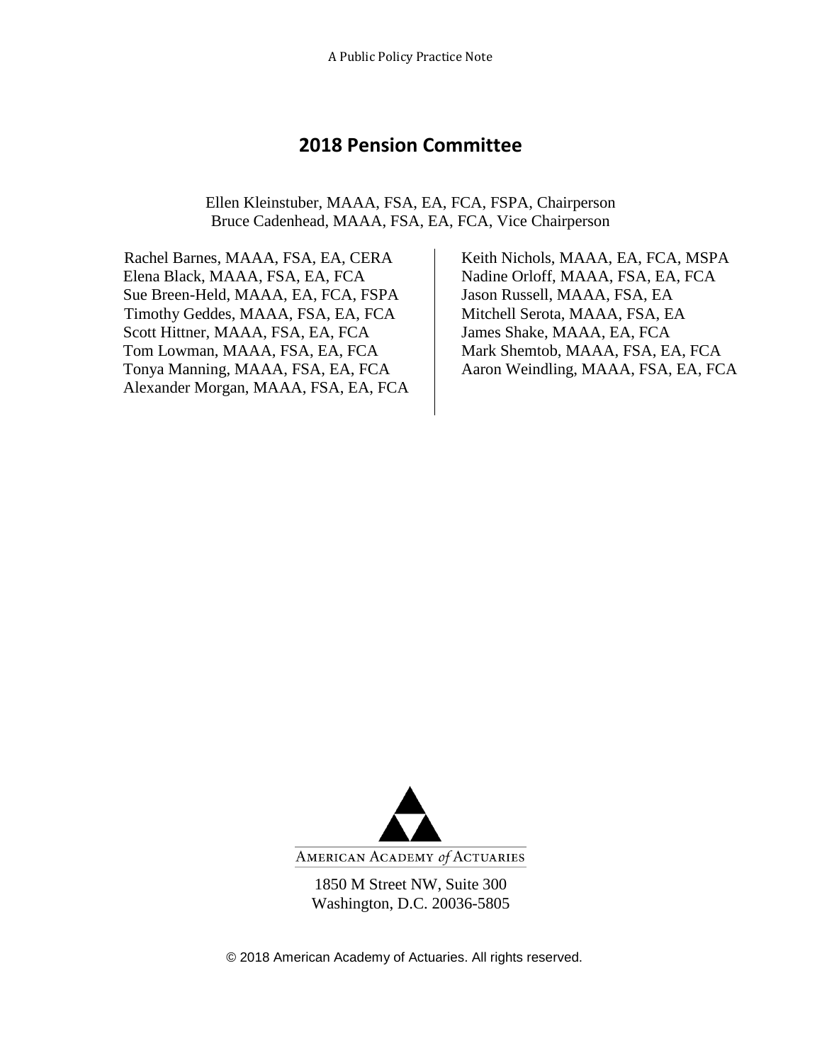# 2018 Pension Committee

Ellen Kleinstuber, MAAA, FSA, EA, FCA, FSPA, Chairperson
Bruce Cadenhead, MAAA, FSA, EA, FCA, Vice Chairperson

Rachel Barnes, MAAA, FSA, EA, CERA
Elena Black, MAAA, FSA, EA, FCA
Sue Breen-Held, MAAA, EA, FCA, FSPA
Timothy Geddes, MAAA, FSA, EA, FCA
Scott Hittner, MAAA, FSA, EA, FCA
Tom Lowman, MAAA, FSA, EA, FCA
Tonya Manning, MAAA, FSA, EA, FCA
Alexander Morgan, MAAA, FSA, EA, FCA
Keith Nichols, MAAA, EA, FCA, MSPA
Nadine Orloff, MAAA, FSA, EA, FCA
Jason Russell, MAAA, FSA, EA
Mitchell Serota, MAAA, FSA, EA
James Shake, MAAA, EA, FCA
Mark Shemtob, MAAA, FSA, EA, FCA
Aaron Weindling, MAAA, FSA, EA, FCA

AMERICAN ACADEMY *of* ACTUARIES

1850 M Street NW, Suite 300
Washington, D.C. 20036-5805

© 2018 American Academy of Actuaries. All rights reserved.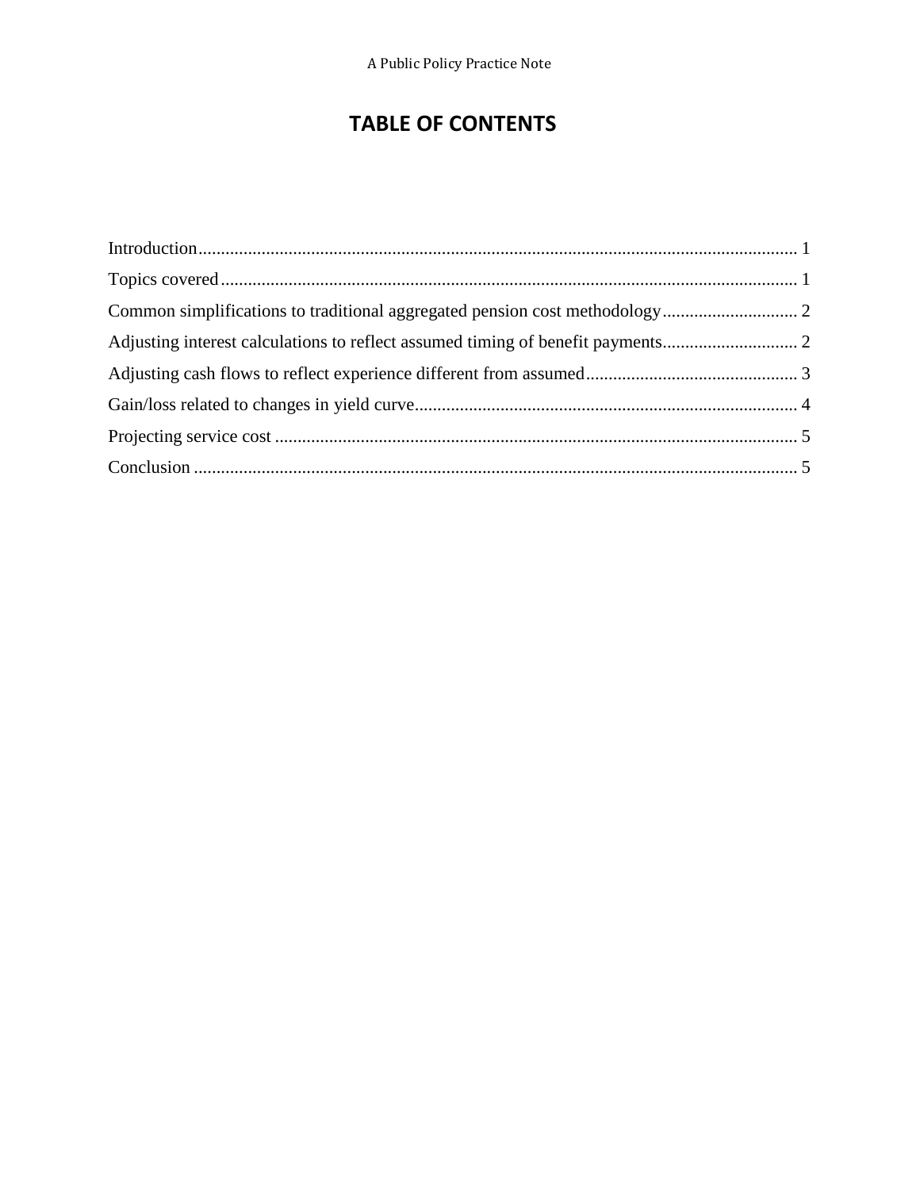# TABLE OF CONTENTS

Introduction .................................................................................................................................... 1

Topics covered ................................................................................................................................ 1

Common simplifications to traditional aggregated pension cost methodology .............................. 2

Adjusting interest calculations to reflect assumed timing of benefit payments .............................. 2

Adjusting cash flows to reflect experience different from assumed ............................................... 3

Gain/loss related to changes in yield curve ..................................................................................... 4

Projecting service cost ..................................................................................................................... 5

Conclusion ....................................................................................................................................... 5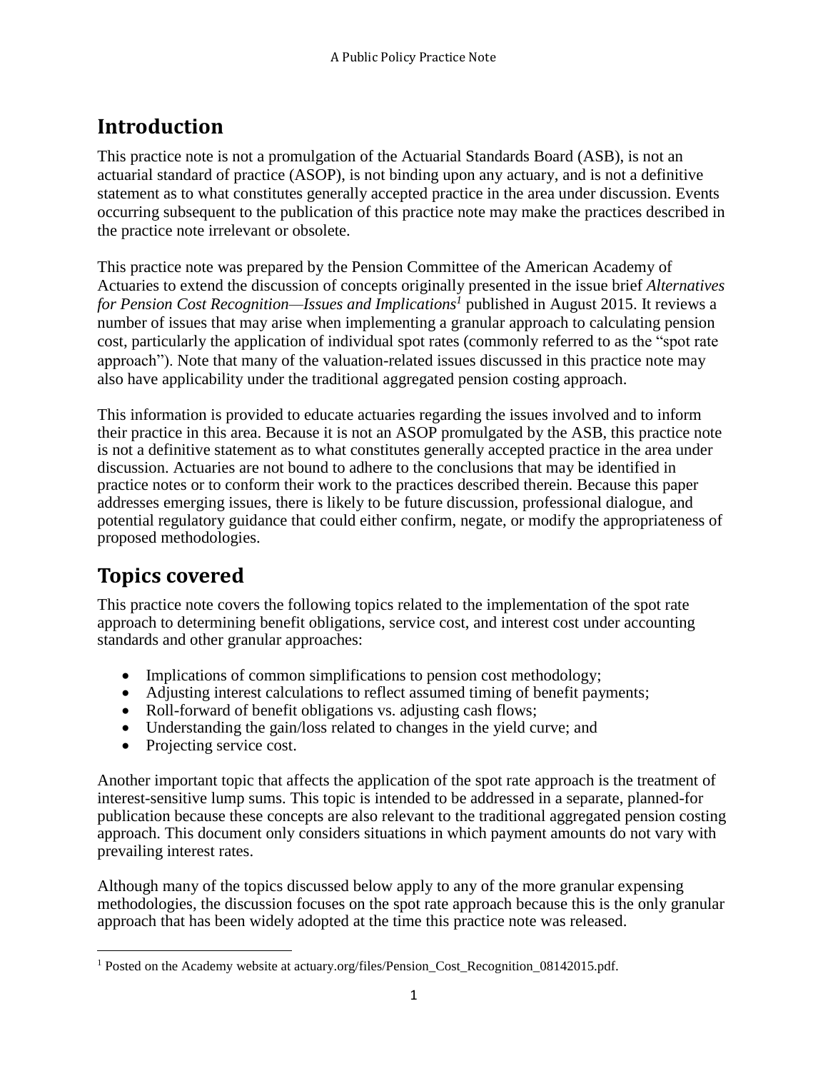## Introduction

This practice note is not a promulgation of the Actuarial Standards Board (ASB), is not an actuarial standard of practice (ASOP), is not binding upon any actuary, and is not a definitive statement as to what constitutes generally accepted practice in the area under discussion. Events occurring subsequent to the publication of this practice note may make the practices described in the practice note irrelevant or obsolete.

This practice note was prepared by the Pension Committee of the American Academy of Actuaries to extend the discussion of concepts originally presented in the issue brief *Alternatives for Pension Cost Recognition—Issues and Implications*[1] published in August 2015. It reviews a number of issues that may arise when implementing a granular approach to calculating pension cost, particularly the application of individual spot rates (commonly referred to as the "spot rate approach"). Note that many of the valuation-related issues discussed in this practice note may also have applicability under the traditional aggregated pension costing approach.

This information is provided to educate actuaries regarding the issues involved and to inform their practice in this area. Because it is not an ASOP promulgated by the ASB, this practice note is not a definitive statement as to what constitutes generally accepted practice in the area under discussion. Actuaries are not bound to adhere to the conclusions that may be identified in practice notes or to conform their work to the practices described therein. Because this paper addresses emerging issues, there is likely to be future discussion, professional dialogue, and potential regulatory guidance that could either confirm, negate, or modify the appropriateness of proposed methodologies.

## Topics covered

This practice note covers the following topics related to the implementation of the spot rate approach to determining benefit obligations, service cost, and interest cost under accounting standards and other granular approaches:

- Implications of common simplifications to pension cost methodology;
- Adjusting interest calculations to reflect assumed timing of benefit payments;
- Roll-forward of benefit obligations vs. adjusting cash flows;
- Understanding the gain/loss related to changes in the yield curve; and
- Projecting service cost.

Another important topic that affects the application of the spot rate approach is the treatment of interest-sensitive lump sums. This topic is intended to be addressed in a separate, planned-for publication because these concepts are also relevant to the traditional aggregated pension costing approach. This document only considers situations in which payment amounts do not vary with prevailing interest rates.

Although many of the topics discussed below apply to any of the more granular expensing methodologies, the discussion focuses on the spot rate approach because this is the only granular approach that has been widely adopted at the time this practice note was released.

---

[1] Posted on the Academy website at actuary.org/files/Pension_Cost_Recognition_08142015.pdf.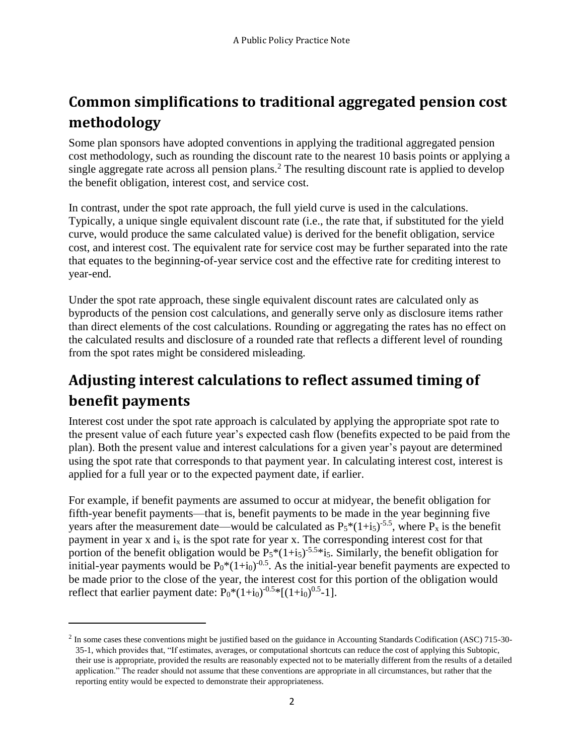## Common simplifications to traditional aggregated pension cost methodology

Some plan sponsors have adopted conventions in applying the traditional aggregated pension cost methodology, such as rounding the discount rate to the nearest 10 basis points or applying a single aggregate rate across all pension plans.[2] The resulting discount rate is applied to develop the benefit obligation, interest cost, and service cost.

In contrast, under the spot rate approach, the full yield curve is used in the calculations. Typically, a unique single equivalent discount rate (i.e., the rate that, if substituted for the yield curve, would produce the same calculated value) is derived for the benefit obligation, service cost, and interest cost. The equivalent rate for service cost may be further separated into the rate that equates to the beginning-of-year service cost and the effective rate for crediting interest to year-end.

Under the spot rate approach, these single equivalent discount rates are calculated only as byproducts of the pension cost calculations, and generally serve only as disclosure items rather than direct elements of the cost calculations. Rounding or aggregating the rates has no effect on the calculated results and disclosure of a rounded rate that reflects a different level of rounding from the spot rates might be considered misleading.

## Adjusting interest calculations to reflect assumed timing of benefit payments

Interest cost under the spot rate approach is calculated by applying the appropriate spot rate to the present value of each future year's expected cash flow (benefits expected to be paid from the plan). Both the present value and interest calculations for a given year's payout are determined using the spot rate that corresponds to that payment year. In calculating interest cost, interest is applied for a full year or to the expected payment date, if earlier.

For example, if benefit payments are assumed to occur at midyear, the benefit obligation for fifth-year benefit payments—that is, benefit payments to be made in the year beginning five years after the measurement date—would be calculated as $P_5*(1+i_5)^{-5.5}$, where $P_x$ is the benefit payment in year x and $i_x$ is the spot rate for year x. The corresponding interest cost for that portion of the benefit obligation would be $P_5*(1+i_5)^{-5.5}*i_5$. Similarly, the benefit obligation for initial-year payments would be $P_0*(1+i_0)^{-0.5}$. As the initial-year benefit payments are expected to be made prior to the close of the year, the interest cost for this portion of the obligation would reflect that earlier payment date: $P_0*(1+i_0)^{-0.5}*[(1+i_0)^{0.5}-1]$.

---

[2] In some cases these conventions might be justified based on the guidance in Accounting Standards Codification (ASC) 715-30-35-1, which provides that, "If estimates, averages, or computational shortcuts can reduce the cost of applying this Subtopic, their use is appropriate, provided the results are reasonably expected not to be materially different from the results of a detailed application." The reader should not assume that these conventions are appropriate in all circumstances, but rather that the reporting entity would be expected to demonstrate their appropriateness.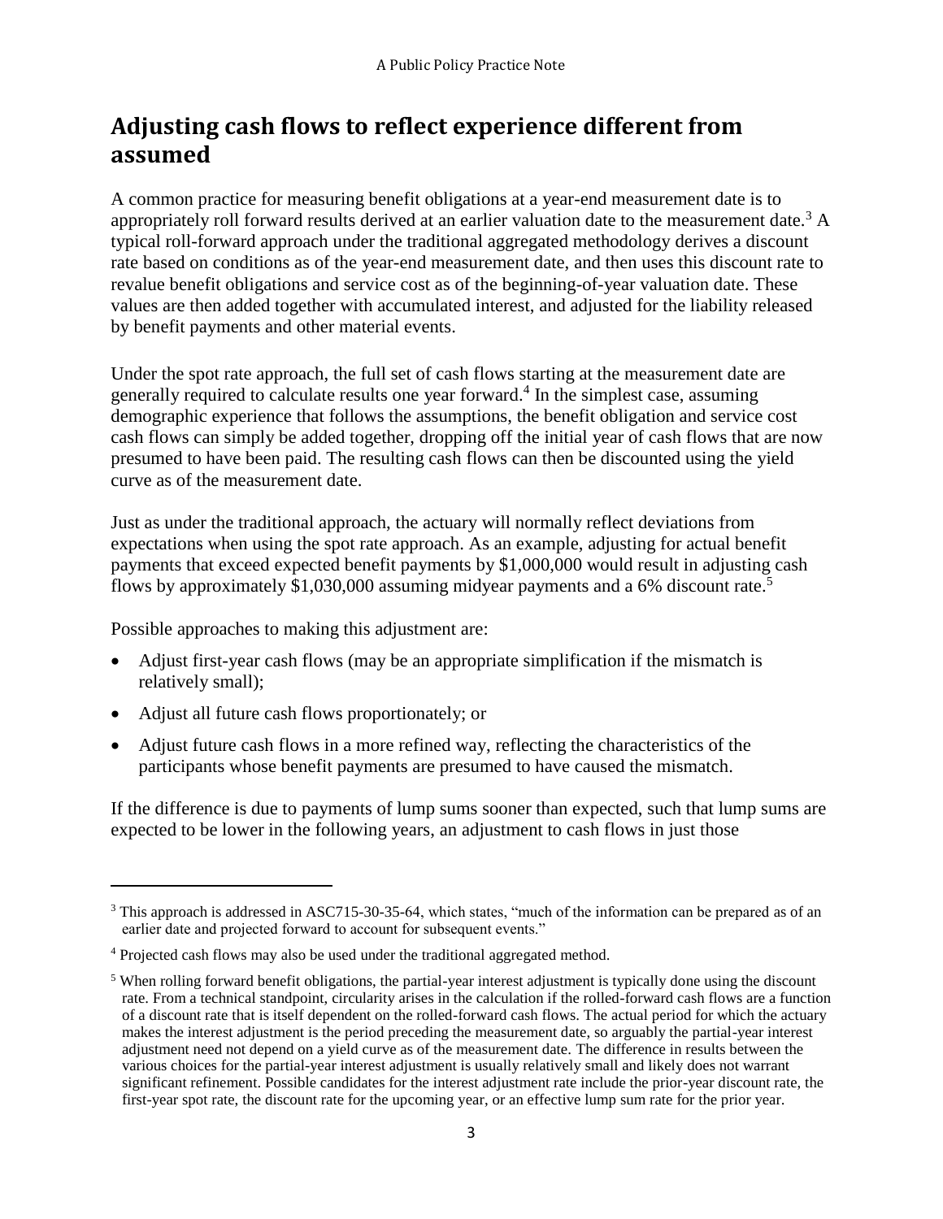## Adjusting cash flows to reflect experience different from assumed

A common practice for measuring benefit obligations at a year-end measurement date is to appropriately roll forward results derived at an earlier valuation date to the measurement date.[3] A typical roll-forward approach under the traditional aggregated methodology derives a discount rate based on conditions as of the year-end measurement date, and then uses this discount rate to revalue benefit obligations and service cost as of the beginning-of-year valuation date. These values are then added together with accumulated interest, and adjusted for the liability released by benefit payments and other material events.

Under the spot rate approach, the full set of cash flows starting at the measurement date are generally required to calculate results one year forward.[4] In the simplest case, assuming demographic experience that follows the assumptions, the benefit obligation and service cost cash flows can simply be added together, dropping off the initial year of cash flows that are now presumed to have been paid. The resulting cash flows can then be discounted using the yield curve as of the measurement date.

Just as under the traditional approach, the actuary will normally reflect deviations from expectations when using the spot rate approach. As an example, adjusting for actual benefit payments that exceed expected benefit payments by $1,000,000 would result in adjusting cash flows by approximately $1,030,000 assuming midyear payments and a 6% discount rate.[5]

Possible approaches to making this adjustment are:

- Adjust first-year cash flows (may be an appropriate simplification if the mismatch is relatively small);
- Adjust all future cash flows proportionately; or
- Adjust future cash flows in a more refined way, reflecting the characteristics of the participants whose benefit payments are presumed to have caused the mismatch.

If the difference is due to payments of lump sums sooner than expected, such that lump sums are expected to be lower in the following years, an adjustment to cash flows in just those

---

[3] This approach is addressed in ASC715-30-35-64, which states, "much of the information can be prepared as of an earlier date and projected forward to account for subsequent events."

[4] Projected cash flows may also be used under the traditional aggregated method.

[5] When rolling forward benefit obligations, the partial-year interest adjustment is typically done using the discount rate. From a technical standpoint, circularity arises in the calculation if the rolled-forward cash flows are a function of a discount rate that is itself dependent on the rolled-forward cash flows. The actual period for which the actuary makes the interest adjustment is the period preceding the measurement date, so arguably the partial-year interest adjustment need not depend on a yield curve as of the measurement date. The difference in results between the various choices for the partial-year interest adjustment is usually relatively small and likely does not warrant significant refinement. Possible candidates for the interest adjustment rate include the prior-year discount rate, the first-year spot rate, the discount rate for the upcoming year, or an effective lump sum rate for the prior year.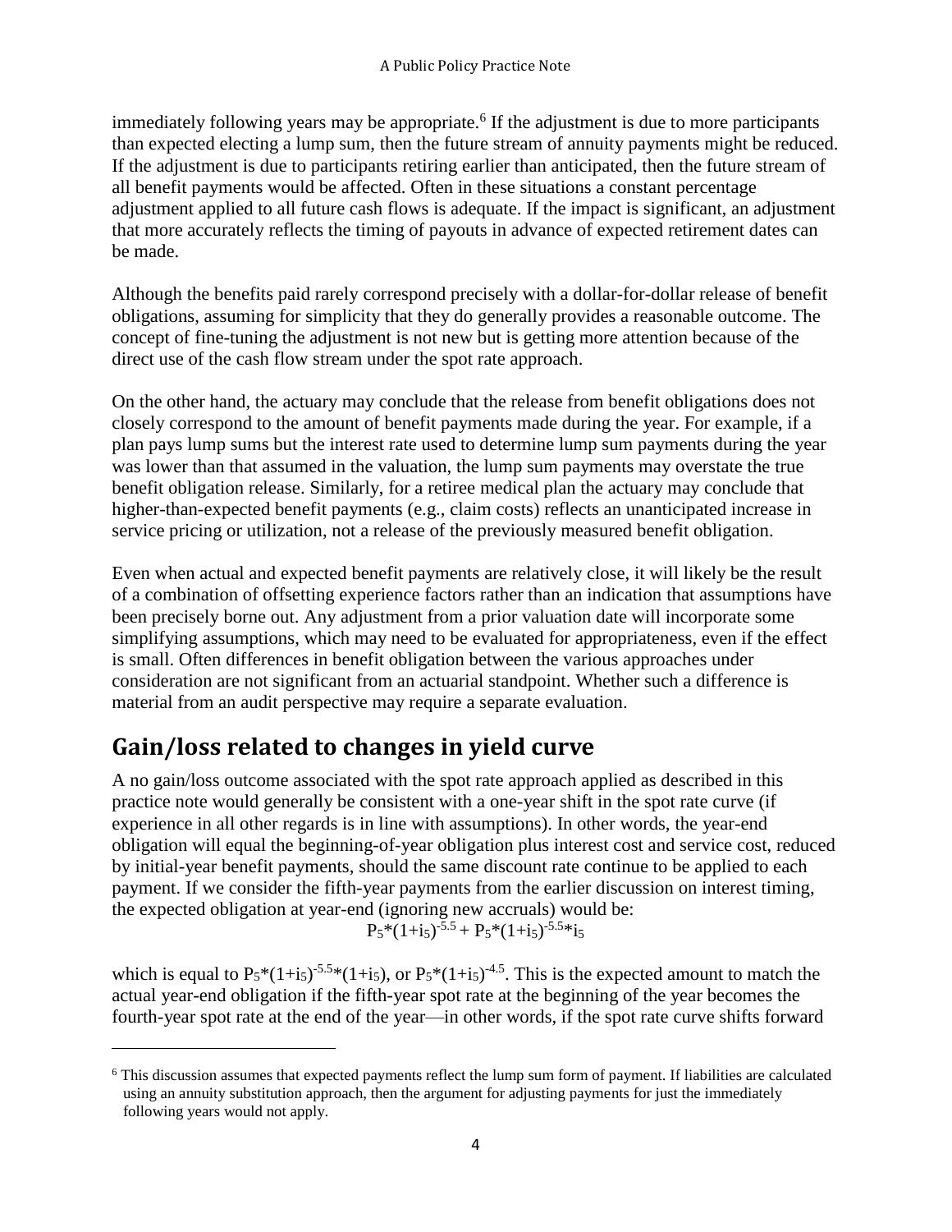immediately following years may be appropriate.[6] If the adjustment is due to more participants than expected electing a lump sum, then the future stream of annuity payments might be reduced. If the adjustment is due to participants retiring earlier than anticipated, then the future stream of all benefit payments would be affected. Often in these situations a constant percentage adjustment applied to all future cash flows is adequate. If the impact is significant, an adjustment that more accurately reflects the timing of payouts in advance of expected retirement dates can be made.

Although the benefits paid rarely correspond precisely with a dollar-for-dollar release of benefit obligations, assuming for simplicity that they do generally provides a reasonable outcome. The concept of fine-tuning the adjustment is not new but is getting more attention because of the direct use of the cash flow stream under the spot rate approach.

On the other hand, the actuary may conclude that the release from benefit obligations does not closely correspond to the amount of benefit payments made during the year. For example, if a plan pays lump sums but the interest rate used to determine lump sum payments during the year was lower than that assumed in the valuation, the lump sum payments may overstate the true benefit obligation release. Similarly, for a retiree medical plan the actuary may conclude that higher-than-expected benefit payments (e.g., claim costs) reflects an unanticipated increase in service pricing or utilization, not a release of the previously measured benefit obligation.

Even when actual and expected benefit payments are relatively close, it will likely be the result of a combination of offsetting experience factors rather than an indication that assumptions have been precisely borne out. Any adjustment from a prior valuation date will incorporate some simplifying assumptions, which may need to be evaluated for appropriateness, even if the effect is small. Often differences in benefit obligation between the various approaches under consideration are not significant from an actuarial standpoint. Whether such a difference is material from an audit perspective may require a separate evaluation.

## Gain/loss related to changes in yield curve

A no gain/loss outcome associated with the spot rate approach applied as described in this practice note would generally be consistent with a one-year shift in the spot rate curve (if experience in all other regards is in line with assumptions). In other words, the year-end obligation will equal the beginning-of-year obligation plus interest cost and service cost, reduced by initial-year benefit payments, should the same discount rate continue to be applied to each payment. If we consider the fifth-year payments from the earlier discussion on interest timing, the expected obligation at year-end (ignoring new accruals) would be:

$$P_5*(1+i_5)^{-5.5} + P_5*(1+i_5)^{-5.5}*i_5$$

which is equal to $P_5*(1+i_5)^{-5.5}*(1+i_5)$, or $P_5*(1+i_5)^{-4.5}$. This is the expected amount to match the actual year-end obligation if the fifth-year spot rate at the beginning of the year becomes the fourth-year spot rate at the end of the year—in other words, if the spot rate curve shifts forward

[6] This discussion assumes that expected payments reflect the lump sum form of payment. If liabilities are calculated using an annuity substitution approach, then the argument for adjusting payments for just the immediately following years would not apply.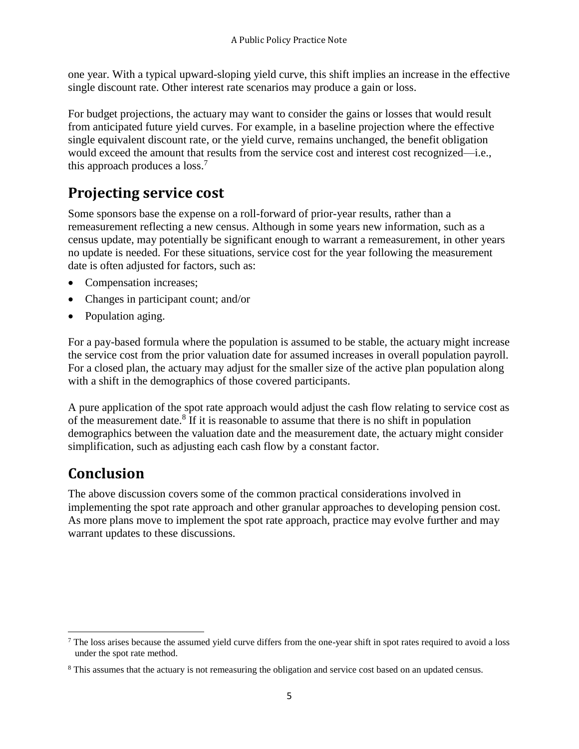one year. With a typical upward-sloping yield curve, this shift implies an increase in the effective single discount rate. Other interest rate scenarios may produce a gain or loss.

For budget projections, the actuary may want to consider the gains or losses that would result from anticipated future yield curves. For example, in a baseline projection where the effective single equivalent discount rate, or the yield curve, remains unchanged, the benefit obligation would exceed the amount that results from the service cost and interest cost recognized—i.e., this approach produces a loss.[7]

## Projecting service cost

Some sponsors base the expense on a roll-forward of prior-year results, rather than a remeasurement reflecting a new census. Although in some years new information, such as a census update, may potentially be significant enough to warrant a remeasurement, in other years no update is needed. For these situations, service cost for the year following the measurement date is often adjusted for factors, such as:

- Compensation increases;
- Changes in participant count; and/or
- Population aging.

For a pay-based formula where the population is assumed to be stable, the actuary might increase the service cost from the prior valuation date for assumed increases in overall population payroll. For a closed plan, the actuary may adjust for the smaller size of the active plan population along with a shift in the demographics of those covered participants.

A pure application of the spot rate approach would adjust the cash flow relating to service cost as of the measurement date.[8] If it is reasonable to assume that there is no shift in population demographics between the valuation date and the measurement date, the actuary might consider simplification, such as adjusting each cash flow by a constant factor.

## Conclusion

The above discussion covers some of the common practical considerations involved in implementing the spot rate approach and other granular approaches to developing pension cost. As more plans move to implement the spot rate approach, practice may evolve further and may warrant updates to these discussions.

---

[7] The loss arises because the assumed yield curve differs from the one-year shift in spot rates required to avoid a loss under the spot rate method.

[8] This assumes that the actuary is not remeasuring the obligation and service cost based on an updated census.